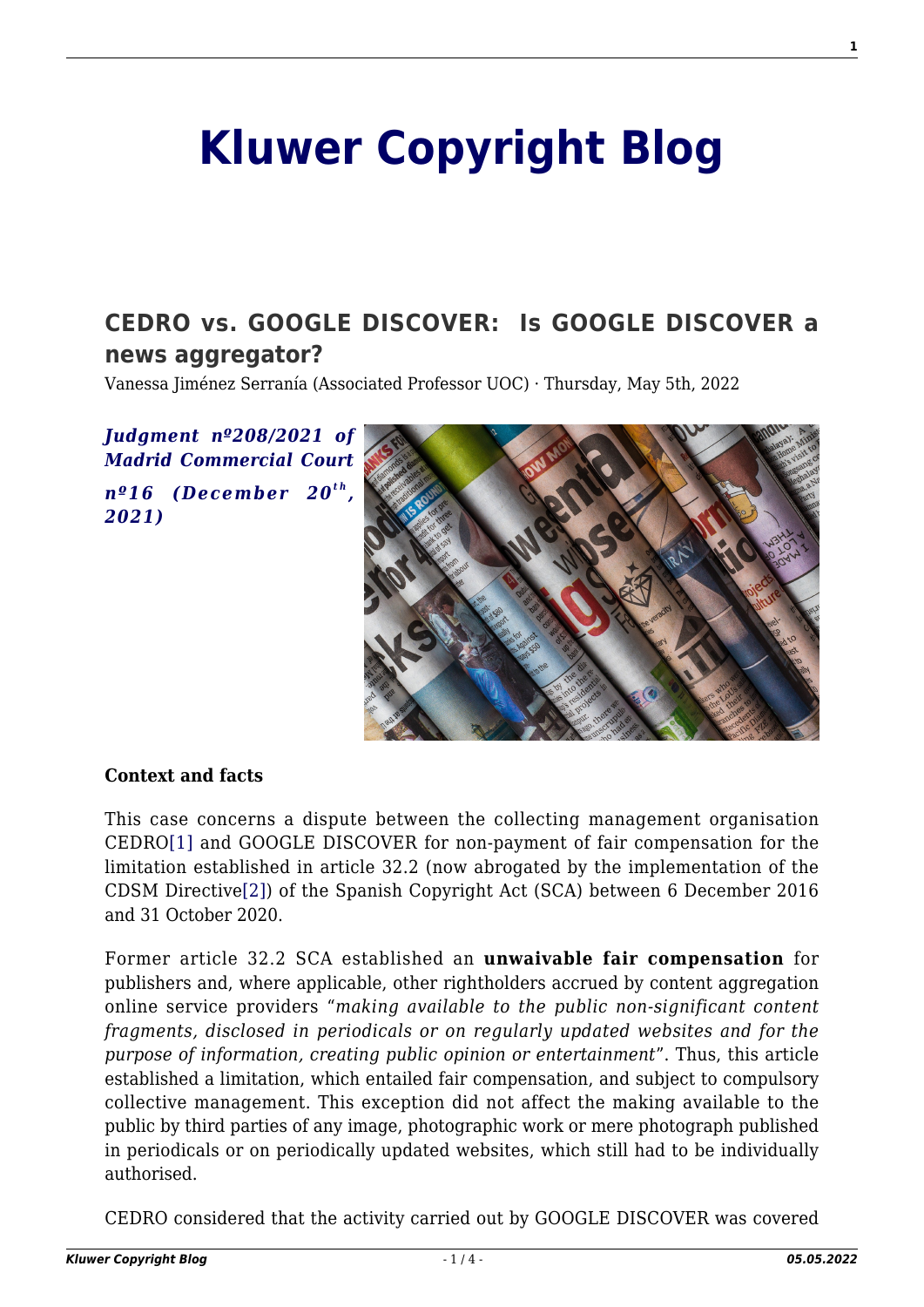# Kluwer Copyright Blog

## CEDRO vs. GOOGLE DISCOVER: Is GOOGLE DISCOVER a news aggregator?

Vanessa Jiménez Serranía (Associated Professor UOC) · Thursday, May 5th, 2022

***Judgment nº208/2021 of Madrid Commercial Court nº16 (December 20th, 2021)***

**Context and facts**

This case concerns a dispute between the collecting management organisation CEDRO[1] and GOOGLE DISCOVER for non-payment of fair compensation for the limitation established in article 32.2 (now abrogated by the implementation of the CDSM Directive[2]) of the Spanish Copyright Act (SCA) between 6 December 2016 and 31 October 2020.

Former article 32.2 SCA established an **unwaivable fair compensation** for publishers and, where applicable, other rightholders accrued by content aggregation online service providers "*making available to the public non-significant content fragments, disclosed in periodicals or on regularly updated websites and for the purpose of information, creating public opinion or entertainment*". Thus, this article established a limitation, which entailed fair compensation, and subject to compulsory collective management. This exception did not affect the making available to the public by third parties of any image, photographic work or mere photograph published in periodicals or on periodically updated websites, which still had to be individually authorised.

CEDRO considered that the activity carried out by GOOGLE DISCOVER was covered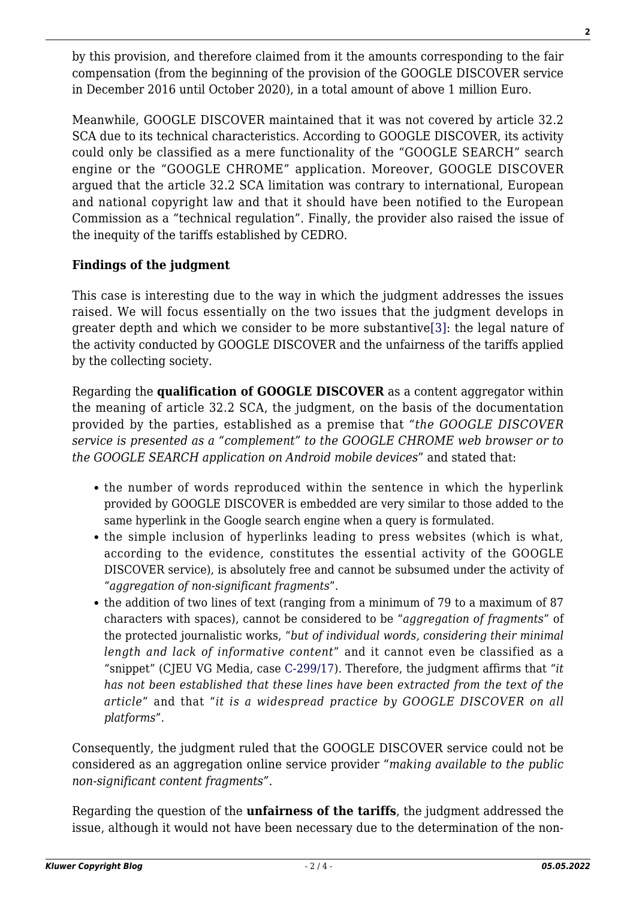by this provision, and therefore claimed from it the amounts corresponding to the fair compensation (from the beginning of the provision of the GOOGLE DISCOVER service in December 2016 until October 2020), in a total amount of above 1 million Euro.

Meanwhile, GOOGLE DISCOVER maintained that it was not covered by article 32.2 SCA due to its technical characteristics. According to GOOGLE DISCOVER, its activity could only be classified as a mere functionality of the "GOOGLE SEARCH" search engine or the "GOOGLE CHROME" application. Moreover, GOOGLE DISCOVER argued that the article 32.2 SCA limitation was contrary to international, European and national copyright law and that it should have been notified to the European Commission as a "technical regulation". Finally, the provider also raised the issue of the inequity of the tariffs established by CEDRO.

**Findings of the judgment**

This case is interesting due to the way in which the judgment addresses the issues raised. We will focus essentially on the two issues that the judgment develops in greater depth and which we consider to be more substantive[3]: the legal nature of the activity conducted by GOOGLE DISCOVER and the unfairness of the tariffs applied by the collecting society.

Regarding the **qualification of GOOGLE DISCOVER** as a content aggregator within the meaning of article 32.2 SCA, the judgment, on the basis of the documentation provided by the parties, established as a premise that "*the GOOGLE DISCOVER service is presented as a "complement" to the GOOGLE CHROME web browser or to the GOOGLE SEARCH application on Android mobile devices*" and stated that:

- the number of words reproduced within the sentence in which the hyperlink provided by GOOGLE DISCOVER is embedded are very similar to those added to the same hyperlink in the Google search engine when a query is formulated.
- the simple inclusion of hyperlinks leading to press websites (which is what, according to the evidence, constitutes the essential activity of the GOOGLE DISCOVER service), is absolutely free and cannot be subsumed under the activity of "*aggregation of non-significant fragments*".
- the addition of two lines of text (ranging from a minimum of 79 to a maximum of 87 characters with spaces), cannot be considered to be "*aggregation of fragments*" of the protected journalistic works, "*but of individual words, considering their minimal length and lack of informative content*" and it cannot even be classified as a "snippet" (CJEU VG Media, case C-299/17). Therefore, the judgment affirms that "*it has not been established that these lines have been extracted from the text of the article*" and that "*it is a widespread practice by GOOGLE DISCOVER on all platforms*".

Consequently, the judgment ruled that the GOOGLE DISCOVER service could not be considered as an aggregation online service provider "*making available to the public non-significant content fragments"*.

Regarding the question of the **unfairness of the tariffs**, the judgment addressed the issue, although it would not have been necessary due to the determination of the non-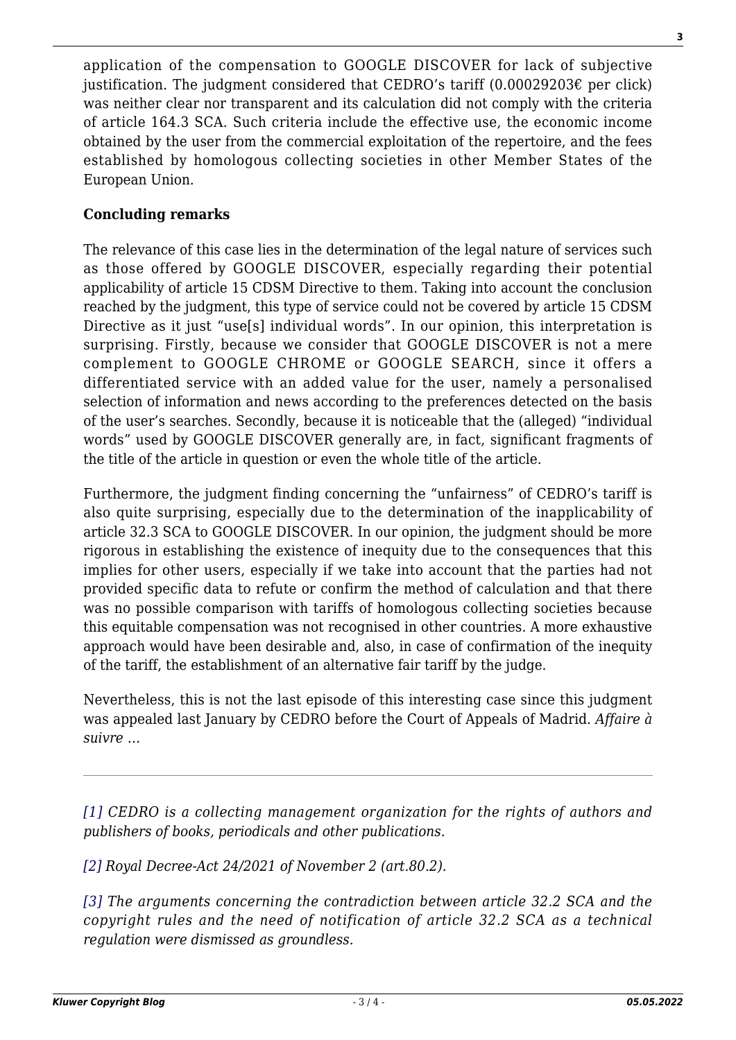application of the compensation to GOOGLE DISCOVER for lack of subjective justification. The judgment considered that CEDRO's tariff (0.00029203€ per click) was neither clear nor transparent and its calculation did not comply with the criteria of article 164.3 SCA. Such criteria include the effective use, the economic income obtained by the user from the commercial exploitation of the repertoire, and the fees established by homologous collecting societies in other Member States of the European Union.

**Concluding remarks**

The relevance of this case lies in the determination of the legal nature of services such as those offered by GOOGLE DISCOVER, especially regarding their potential applicability of article 15 CDSM Directive to them. Taking into account the conclusion reached by the judgment, this type of service could not be covered by article 15 CDSM Directive as it just "use[s] individual words". In our opinion, this interpretation is surprising. Firstly, because we consider that GOOGLE DISCOVER is not a mere complement to GOOGLE CHROME or GOOGLE SEARCH, since it offers a differentiated service with an added value for the user, namely a personalised selection of information and news according to the preferences detected on the basis of the user's searches. Secondly, because it is noticeable that the (alleged) "individual words" used by GOOGLE DISCOVER generally are, in fact, significant fragments of the title of the article in question or even the whole title of the article.

Furthermore, the judgment finding concerning the "unfairness" of CEDRO's tariff is also quite surprising, especially due to the determination of the inapplicability of article 32.3 SCA to GOOGLE DISCOVER. In our opinion, the judgment should be more rigorous in establishing the existence of inequity due to the consequences that this implies for other users, especially if we take into account that the parties had not provided specific data to refute or confirm the method of calculation and that there was no possible comparison with tariffs of homologous collecting societies because this equitable compensation was not recognised in other countries. A more exhaustive approach would have been desirable and, also, in case of confirmation of the inequity of the tariff, the establishment of an alternative fair tariff by the judge.

Nevertheless, this is not the last episode of this interesting case since this judgment was appealed last January by CEDRO before the Court of Appeals of Madrid. *Affaire à suivre …*

---

*[1] CEDRO is a collecting management organization for the rights of authors and publishers of books, periodicals and other publications.*

*[2] Royal Decree-Act 24/2021 of November 2 (art.80.2).*

*[3] The arguments concerning the contradiction between article 32.2 SCA and the copyright rules and the need of notification of article 32.2 SCA as a technical regulation were dismissed as groundless.*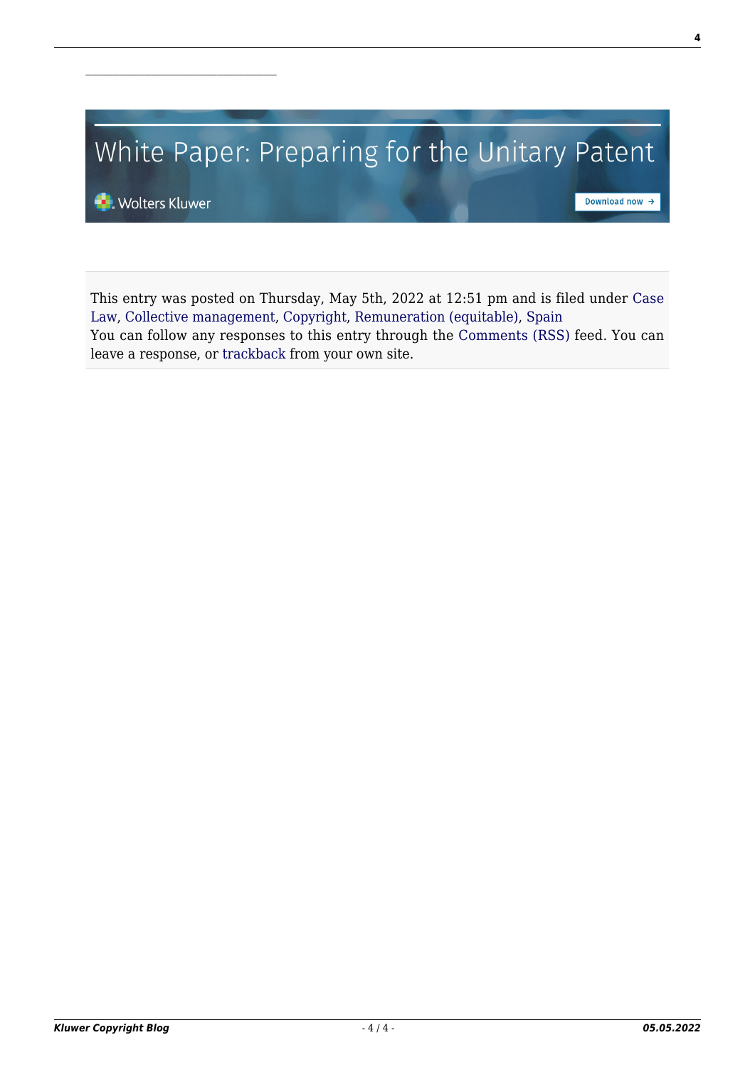---

White Paper: Preparing for the Unitary Patent

Wolters Kluwer

Download now →

This entry was posted on Thursday, May 5th, 2022 at 12:51 pm and is filed under Case Law, Collective management, Copyright, Remuneration (equitable), Spain
You can follow any responses to this entry through the Comments (RSS) feed. You can leave a response, or trackback from your own site.